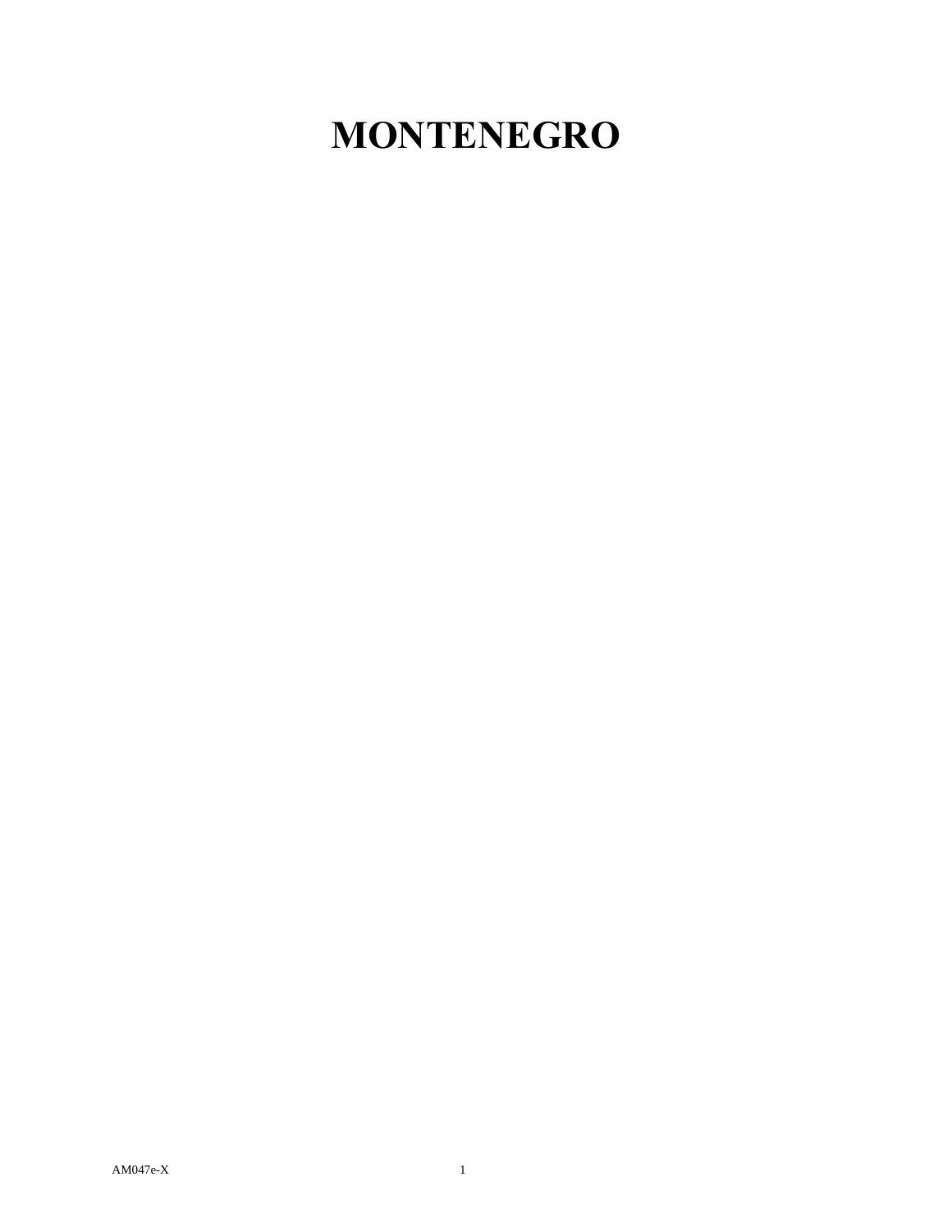# MONTENEGRO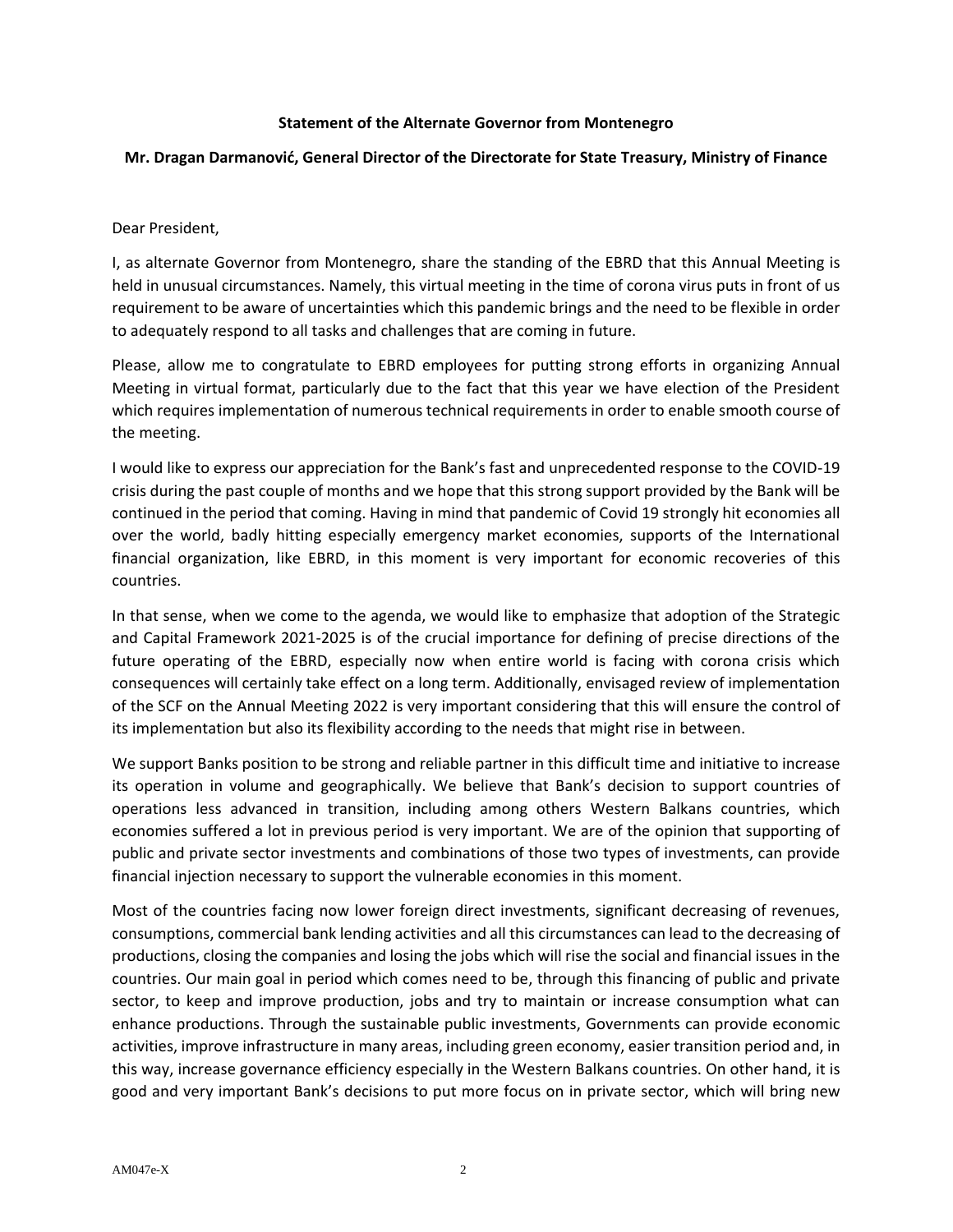**Statement of the Alternate Governor from Montenegro**

**Mr. Dragan Darmanović, General Director of the Directorate for State Treasury, Ministry of Finance**

Dear President,

I, as alternate Governor from Montenegro, share the standing of the EBRD that this Annual Meeting is held in unusual circumstances. Namely, this virtual meeting in the time of corona virus puts in front of us requirement to be aware of uncertainties which this pandemic brings and the need to be flexible in order to adequately respond to all tasks and challenges that are coming in future.

Please, allow me to congratulate to EBRD employees for putting strong efforts in organizing Annual Meeting in virtual format, particularly due to the fact that this year we have election of the President which requires implementation of numerous technical requirements in order to enable smooth course of the meeting.

I would like to express our appreciation for the Bank's fast and unprecedented response to the COVID-19 crisis during the past couple of months and we hope that this strong support provided by the Bank will be continued in the period that coming. Having in mind that pandemic of Covid 19 strongly hit economies all over the world, badly hitting especially emergency market economies, supports of the International financial organization, like EBRD, in this moment is very important for economic recoveries of this countries.

In that sense, when we come to the agenda, we would like to emphasize that adoption of the Strategic and Capital Framework 2021-2025 is of the crucial importance for defining of precise directions of the future operating of the EBRD, especially now when entire world is facing with corona crisis which consequences will certainly take effect on a long term. Additionally, envisaged review of implementation of the SCF on the Annual Meeting 2022 is very important considering that this will ensure the control of its implementation but also its flexibility according to the needs that might rise in between.

We support Banks position to be strong and reliable partner in this difficult time and initiative to increase its operation in volume and geographically. We believe that Bank's decision to support countries of operations less advanced in transition, including among others Western Balkans countries, which economies suffered a lot in previous period is very important. We are of the opinion that supporting of public and private sector investments and combinations of those two types of investments, can provide financial injection necessary to support the vulnerable economies in this moment.

Most of the countries facing now lower foreign direct investments, significant decreasing of revenues, consumptions, commercial bank lending activities and all this circumstances can lead to the decreasing of productions, closing the companies and losing the jobs which will rise the social and financial issues in the countries. Our main goal in period which comes need to be, through this financing of public and private sector, to keep and improve production, jobs and try to maintain or increase consumption what can enhance productions. Through the sustainable public investments, Governments can provide economic activities, improve infrastructure in many areas, including green economy, easier transition period and, in this way, increase governance efficiency especially in the Western Balkans countries. On other hand, it is good and very important Bank's decisions to put more focus on in private sector, which will bring new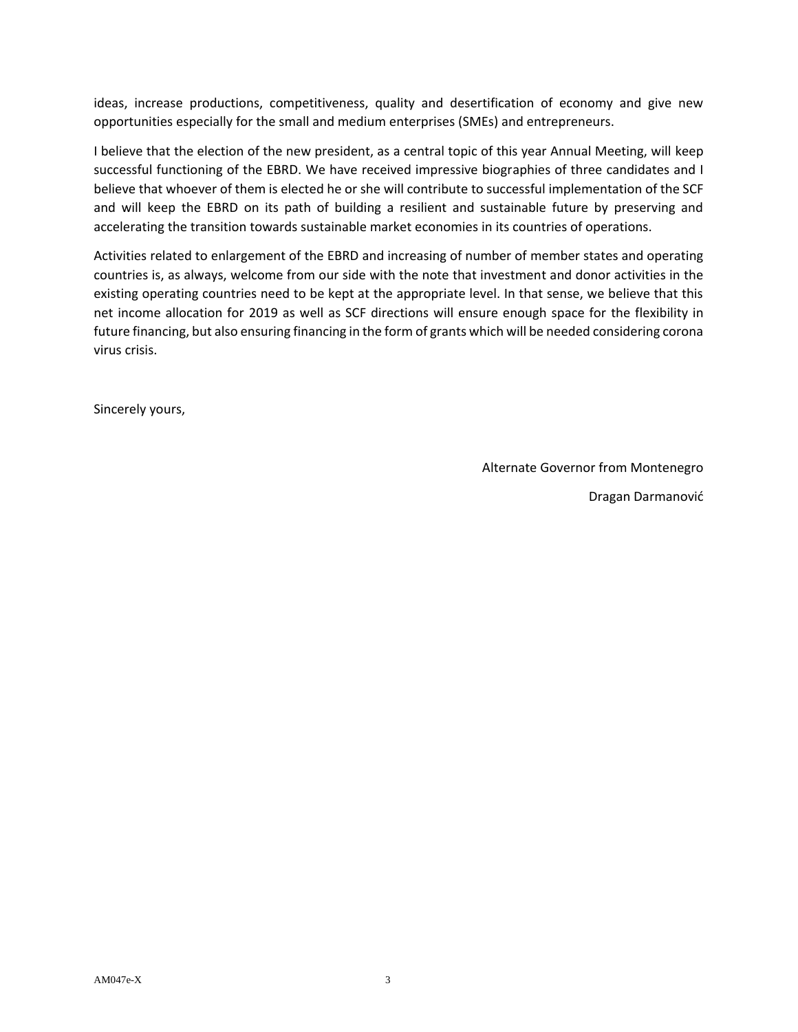ideas, increase productions, competitiveness, quality and desertification of economy and give new opportunities especially for the small and medium enterprises (SMEs) and entrepreneurs.

I believe that the election of the new president, as a central topic of this year Annual Meeting, will keep successful functioning of the EBRD. We have received impressive biographies of three candidates and I believe that whoever of them is elected he or she will contribute to successful implementation of the SCF and will keep the EBRD on its path of building a resilient and sustainable future by preserving and accelerating the transition towards sustainable market economies in its countries of operations.

Activities related to enlargement of the EBRD and increasing of number of member states and operating countries is, as always, welcome from our side with the note that investment and donor activities in the existing operating countries need to be kept at the appropriate level. In that sense, we believe that this net income allocation for 2019 as well as SCF directions will ensure enough space for the flexibility in future financing, but also ensuring financing in the form of grants which will be needed considering corona virus crisis.

Sincerely yours,

Alternate Governor from Montenegro

Dragan Darmanović